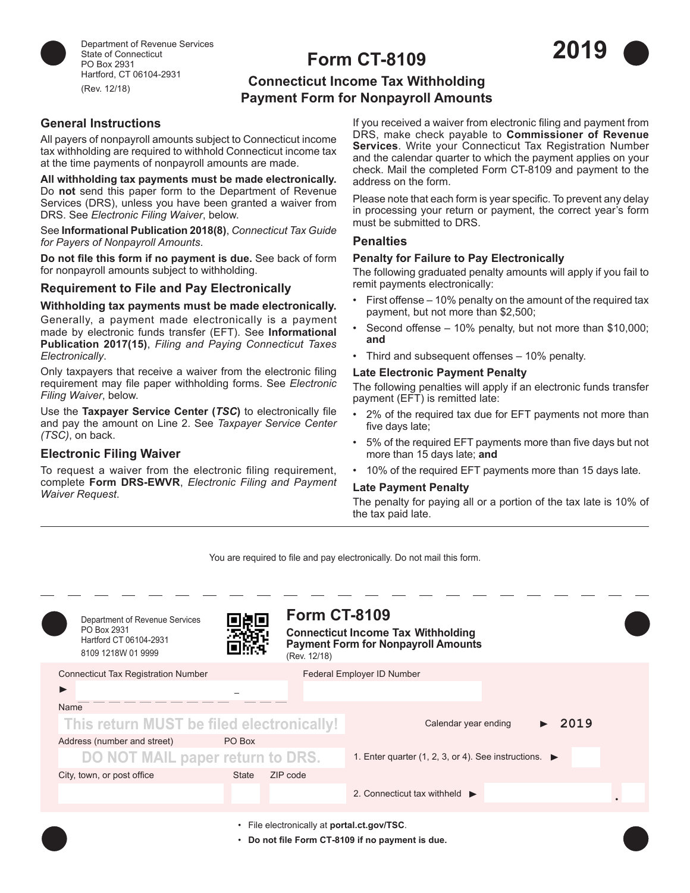Department of Revenue Services
State of Connecticut
PO Box 2931
Hartford, CT 06104-2931
(Rev. 12/18)

# Form CT-8109

**2019**

## Connecticut Income Tax Withholding Payment Form for Nonpayroll Amounts

### General Instructions

All payers of nonpayroll amounts subject to Connecticut income tax withholding are required to withhold Connecticut income tax at the time payments of nonpayroll amounts are made.

**All withholding tax payments must be made electronically.** Do **not** send this paper form to the Department of Revenue Services (DRS), unless you have been granted a waiver from DRS. See *Electronic Filing Waiver*, below.

See **Informational Publication 2018(8)**, *Connecticut Tax Guide for Payers of Nonpayroll Amounts*.

**Do not file this form if no payment is due.** See back of form for nonpayroll amounts subject to withholding.

### Requirement to File and Pay Electronically

**Withholding tax payments must be made electronically.** Generally, a payment made electronically is a payment made by electronic funds transfer (EFT). See **Informational Publication 2017(15)**, *Filing and Paying Connecticut Taxes Electronically*.

Only taxpayers that receive a waiver from the electronic filing requirement may file paper withholding forms. See *Electronic Filing Waiver*, below.

Use the **Taxpayer Service Center (*TSC*)** to electronically file and pay the amount on Line 2. See *Taxpayer Service Center (TSC)*, on back.

### Electronic Filing Waiver

To request a waiver from the electronic filing requirement, complete **Form DRS-EWVR**, *Electronic Filing and Payment Waiver Request*.

If you received a waiver from electronic filing and payment from DRS, make check payable to **Commissioner of Revenue Services**. Write your Connecticut Tax Registration Number and the calendar quarter to which the payment applies on your check. Mail the completed Form CT-8109 and payment to the address on the form.

Please note that each form is year specific. To prevent any delay in processing your return or payment, the correct year's form must be submitted to DRS.

### Penalties

#### Penalty for Failure to Pay Electronically

The following graduated penalty amounts will apply if you fail to remit payments electronically:

- First offense – 10% penalty on the amount of the required tax payment, but not more than $2,500;
- Second offense – 10% penalty, but not more than $10,000; **and**
- Third and subsequent offenses – 10% penalty.

#### Late Electronic Payment Penalty

The following penalties will apply if an electronic funds transfer payment (EFT) is remitted late:

- 2% of the required tax due for EFT payments not more than five days late;
- 5% of the required EFT payments more than five days but not more than 15 days late; **and**
- 10% of the required EFT payments more than 15 days late.

#### Late Payment Penalty

The penalty for paying all or a portion of the tax late is 10% of the tax paid late.

---

You are required to file and pay electronically. Do not mail this form.

---

Department of Revenue Services
PO Box 2931
Hartford CT 06104-2931
8109 1218W 01 9999

# Form CT-8109

**Connecticut Income Tax Withholding Payment Form for Nonpayroll Amounts**
(Rev. 12/18)

Connecticut Tax Registration Number ► ______________ – ____

Federal Employer ID Number ____________

Name: This return MUST be filed electronically!

Calendar year ending ► 2019

Address (number and street) PO Box: DO NOT MAIL paper return to DRS.

1. Enter quarter (1, 2, 3, or 4). See instructions. ► ____

City, town, or post office ____ State ____ ZIP code ____

2. Connecticut tax withheld ► ____________ . ____

- File electronically at **portal.ct.gov/TSC**.
- **Do not file Form CT-8109 if no payment is due.**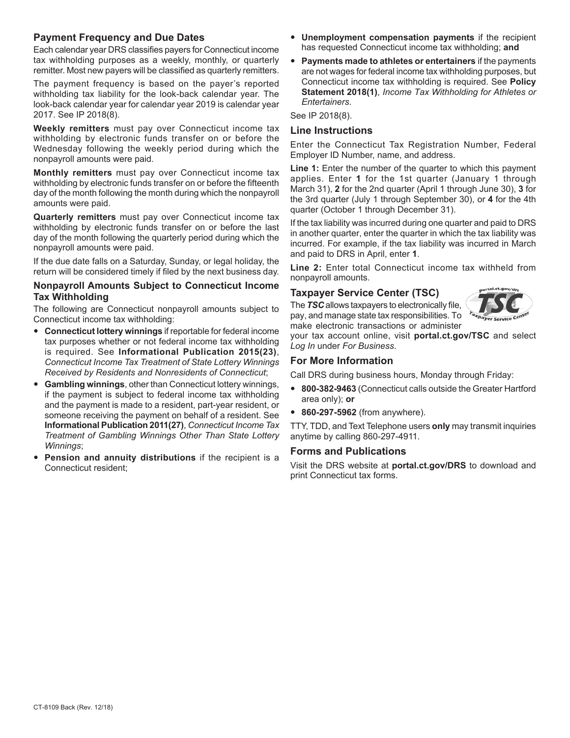## Payment Frequency and Due Dates

Each calendar year DRS classifies payers for Connecticut income tax withholding purposes as a weekly, monthly, or quarterly remitter. Most new payers will be classified as quarterly remitters.

The payment frequency is based on the payer's reported withholding tax liability for the look-back calendar year. The look-back calendar year for calendar year 2019 is calendar year 2017. See IP 2018(8).

**Weekly remitters** must pay over Connecticut income tax withholding by electronic funds transfer on or before the Wednesday following the weekly period during which the nonpayroll amounts were paid.

**Monthly remitters** must pay over Connecticut income tax withholding by electronic funds transfer on or before the fifteenth day of the month following the month during which the nonpayroll amounts were paid.

**Quarterly remitters** must pay over Connecticut income tax withholding by electronic funds transfer on or before the last day of the month following the quarterly period during which the nonpayroll amounts were paid.

If the due date falls on a Saturday, Sunday, or legal holiday, the return will be considered timely if filed by the next business day.

### Nonpayroll Amounts Subject to Connecticut Income Tax Withholding

The following are Connecticut nonpayroll amounts subject to Connecticut income tax withholding:

- **Connecticut lottery winnings** if reportable for federal income tax purposes whether or not federal income tax withholding is required. See **Informational Publication 2015(23)**, *Connecticut Income Tax Treatment of State Lottery Winnings Received by Residents and Nonresidents of Connecticut*;
- **Gambling winnings**, other than Connecticut lottery winnings, if the payment is subject to federal income tax withholding and the payment is made to a resident, part-year resident, or someone receiving the payment on behalf of a resident. See **Informational Publication 2011(27)**, *Connecticut Income Tax Treatment of Gambling Winnings Other Than State Lottery Winnings*;
- **Pension and annuity distributions** if the recipient is a Connecticut resident;
- **Unemployment compensation payments** if the recipient has requested Connecticut income tax withholding; **and**
- **Payments made to athletes or entertainers** if the payments are not wages for federal income tax withholding purposes, but Connecticut income tax withholding is required. See **Policy Statement 2018(1)**, *Income Tax Withholding for Athletes or Entertainers*.

See IP 2018(8).

## Line Instructions

Enter the Connecticut Tax Registration Number, Federal Employer ID Number, name, and address.

**Line 1:** Enter the number of the quarter to which this payment applies. Enter **1** for the 1st quarter (January 1 through March 31), **2** for the 2nd quarter (April 1 through June 30), **3** for the 3rd quarter (July 1 through September 30), or **4** for the 4th quarter (October 1 through December 31).

If the tax liability was incurred during one quarter and paid to DRS in another quarter, enter the quarter in which the tax liability was incurred. For example, if the tax liability was incurred in March and paid to DRS in April, enter **1**.

**Line 2:** Enter total Connecticut income tax withheld from nonpayroll amounts.

## Taxpayer Service Center (TSC)

The ***TSC*** allows taxpayers to electronically file, pay, and manage state tax responsibilities. To make electronic transactions or administer your tax account online, visit **portal.ct.gov/TSC** and select *Log In* under *For Business*.

## For More Information

Call DRS during business hours, Monday through Friday:

- **800-382-9463** (Connecticut calls outside the Greater Hartford area only); **or**
- **860-297-5962** (from anywhere).

TTY, TDD, and Text Telephone users **only** may transmit inquiries anytime by calling 860-297-4911.

## Forms and Publications

Visit the DRS website at **portal.ct.gov/DRS** to download and print Connecticut tax forms.

CT-8109 Back (Rev. 12/18)